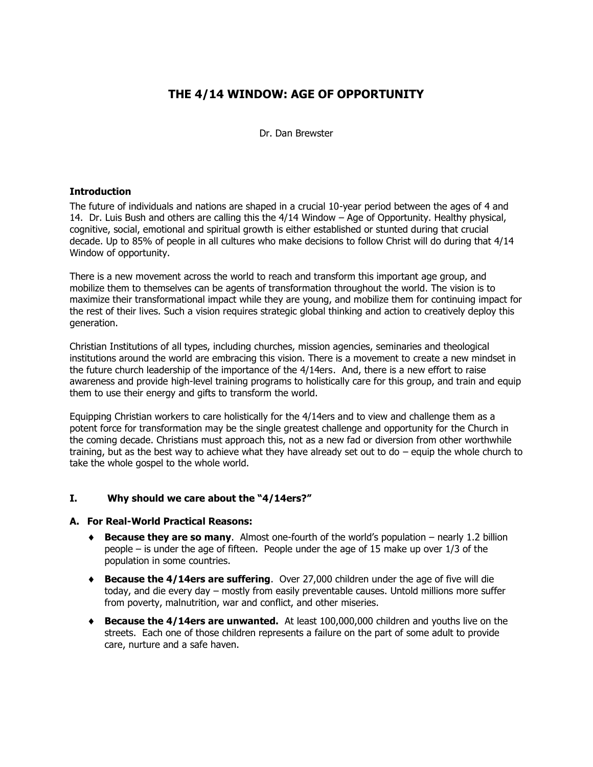# THE 4/14 WINDOW: AGE OF OPPORTUNITY

Dr. Dan Brewster

### Introduction

The future of individuals and nations are shaped in a crucial 10-year period between the ages of 4 and 14. Dr. Luis Bush and others are calling this the 4/14 Window – Age of Opportunity. Healthy physical, cognitive, social, emotional and spiritual growth is either established or stunted during that crucial decade. Up to 85% of people in all cultures who make decisions to follow Christ will do during that 4/14 Window of opportunity.

There is a new movement across the world to reach and transform this important age group, and mobilize them to themselves can be agents of transformation throughout the world. The vision is to maximize their transformational impact while they are young, and mobilize them for continuing impact for the rest of their lives. Such a vision requires strategic global thinking and action to creatively deploy this generation.

Christian Institutions of all types, including churches, mission agencies, seminaries and theological institutions around the world are embracing this vision. There is a movement to create a new mindset in the future church leadership of the importance of the 4/14ers. And, there is a new effort to raise awareness and provide high-level training programs to holistically care for this group, and train and equip them to use their energy and gifts to transform the world.

Equipping Christian workers to care holistically for the 4/14ers and to view and challenge them as a potent force for transformation may be the single greatest challenge and opportunity for the Church in the coming decade. Christians must approach this, not as a new fad or diversion from other worthwhile training, but as the best way to achieve what they have already set out to do – equip the whole church to take the whole gospel to the whole world.

## I. Why should we care about the "4/14ers?"

### A. For Real-World Practical Reasons:

- **Because they are so many**. Almost one-fourth of the world's population – nearly 1.2 billion people – is under the age of fifteen. People under the age of 15 make up over 1/3 of the population in some countries.
- **Because the 4/14ers are suffering**. Over 27,000 children under the age of five will die today, and die every day – mostly from easily preventable causes. Untold millions more suffer from poverty, malnutrition, war and conflict, and other miseries.
- **Because the 4/14ers are unwanted.** At least 100,000,000 children and youths live on the streets. Each one of those children represents a failure on the part of some adult to provide care, nurture and a safe haven.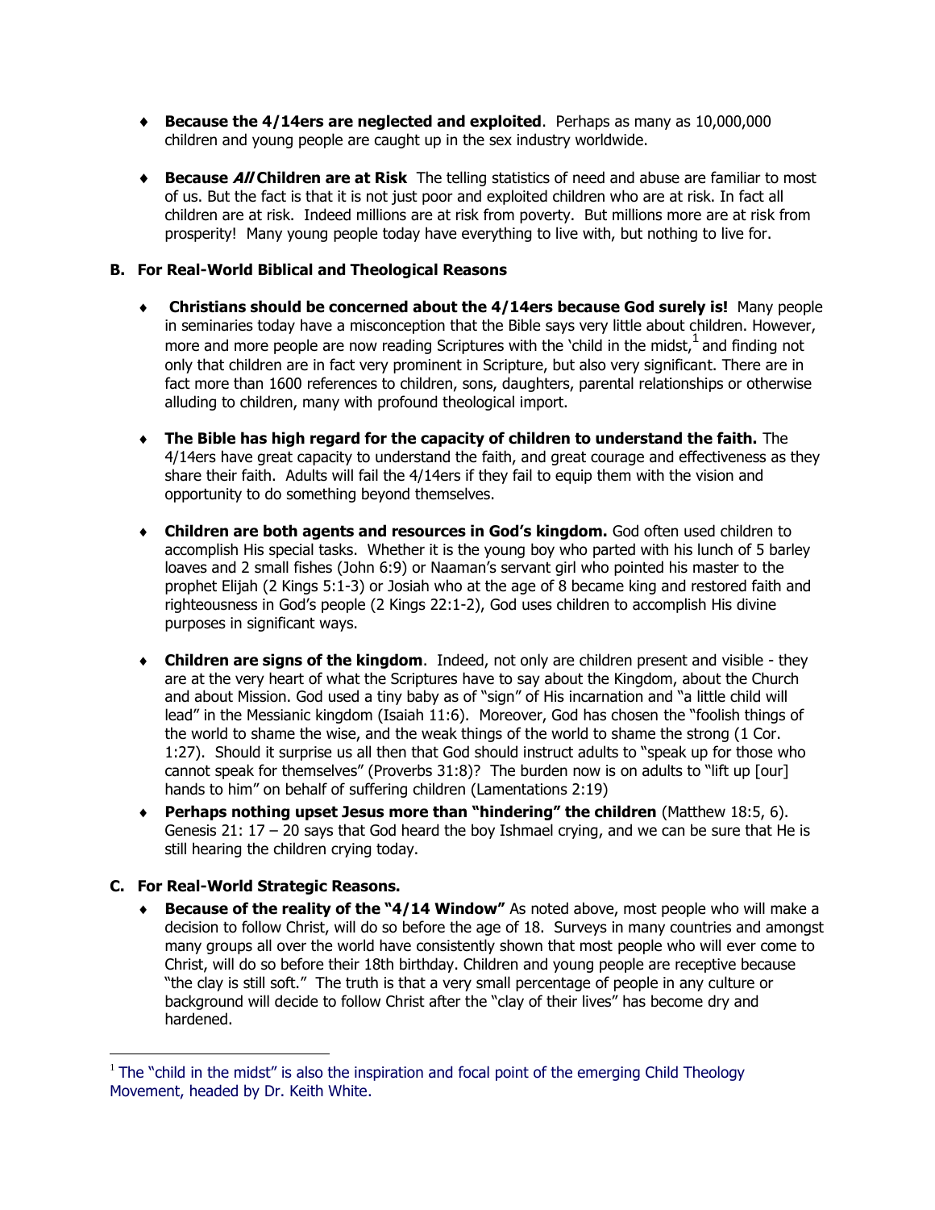- **Because the 4/14ers are neglected and exploited**. Perhaps as many as 10,000,000 children and young people are caught up in the sex industry worldwide.

- **Because *All* Children are at Risk** The telling statistics of need and abuse are familiar to most of us. But the fact is that it is not just poor and exploited children who are at risk. In fact all children are at risk. Indeed millions are at risk from poverty. But millions more are at risk from prosperity! Many young people today have everything to live with, but nothing to live for.

### B. For Real-World Biblical and Theological Reasons

- **Christians should be concerned about the 4/14ers because God surely is!** Many people in seminaries today have a misconception that the Bible says very little about children. However, more and more people are now reading Scriptures with the 'child in the midst,[1] and finding not only that children are in fact very prominent in Scripture, but also very significant. There are in fact more than 1600 references to children, sons, daughters, parental relationships or otherwise alluding to children, many with profound theological import.

- **The Bible has high regard for the capacity of children to understand the faith.** The 4/14ers have great capacity to understand the faith, and great courage and effectiveness as they share their faith. Adults will fail the 4/14ers if they fail to equip them with the vision and opportunity to do something beyond themselves.

- **Children are both agents and resources in God's kingdom.** God often used children to accomplish His special tasks. Whether it is the young boy who parted with his lunch of 5 barley loaves and 2 small fishes (John 6:9) or Naaman's servant girl who pointed his master to the prophet Elijah (2 Kings 5:1-3) or Josiah who at the age of 8 became king and restored faith and righteousness in God's people (2 Kings 22:1-2), God uses children to accomplish His divine purposes in significant ways.

- **Children are signs of the kingdom**. Indeed, not only are children present and visible - they are at the very heart of what the Scriptures have to say about the Kingdom, about the Church and about Mission. God used a tiny baby as of "sign" of His incarnation and "a little child will lead" in the Messianic kingdom (Isaiah 11:6). Moreover, God has chosen the "foolish things of the world to shame the wise, and the weak things of the world to shame the strong (1 Cor. 1:27). Should it surprise us all then that God should instruct adults to "speak up for those who cannot speak for themselves" (Proverbs 31:8)? The burden now is on adults to "lift up [our] hands to him" on behalf of suffering children (Lamentations 2:19)

- **Perhaps nothing upset Jesus more than "hindering" the children** (Matthew 18:5, 6). Genesis 21: 17 – 20 says that God heard the boy Ishmael crying, and we can be sure that He is still hearing the children crying today.

### C. For Real-World Strategic Reasons.

- **Because of the reality of the "4/14 Window"** As noted above, most people who will make a decision to follow Christ, will do so before the age of 18. Surveys in many countries and amongst many groups all over the world have consistently shown that most people who will ever come to Christ, will do so before their 18th birthday. Children and young people are receptive because "the clay is still soft." The truth is that a very small percentage of people in any culture or background will decide to follow Christ after the "clay of their lives" has become dry and hardened.

---

[1] The "child in the midst" is also the inspiration and focal point of the emerging Child Theology Movement, headed by Dr. Keith White.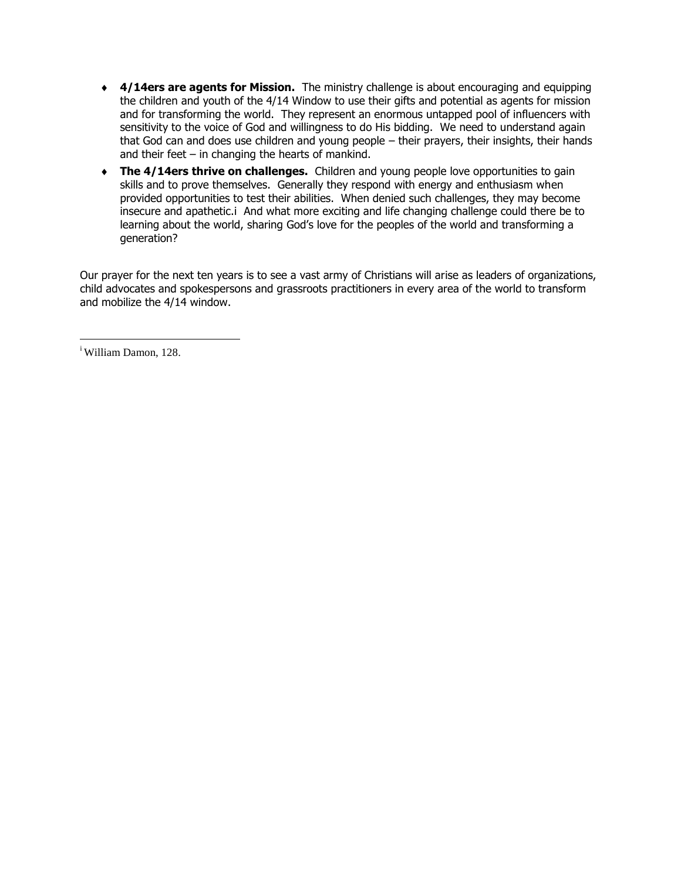- **4/14ers are agents for Mission.** The ministry challenge is about encouraging and equipping the children and youth of the 4/14 Window to use their gifts and potential as agents for mission and for transforming the world. They represent an enormous untapped pool of influencers with sensitivity to the voice of God and willingness to do His bidding. We need to understand again that God can and does use children and young people – their prayers, their insights, their hands and their feet – in changing the hearts of mankind.
- **The 4/14ers thrive on challenges.** Children and young people love opportunities to gain skills and to prove themselves. Generally they respond with energy and enthusiasm when provided opportunities to test their abilities. When denied such challenges, they may become insecure and apathetic.[i] And what more exciting and life changing challenge could there be to learning about the world, sharing God's love for the peoples of the world and transforming a generation?

Our prayer for the next ten years is to see a vast army of Christians will arise as leaders of organizations, child advocates and spokespersons and grassroots practitioners in every area of the world to transform and mobilize the 4/14 window.

---

[i] William Damon, 128.